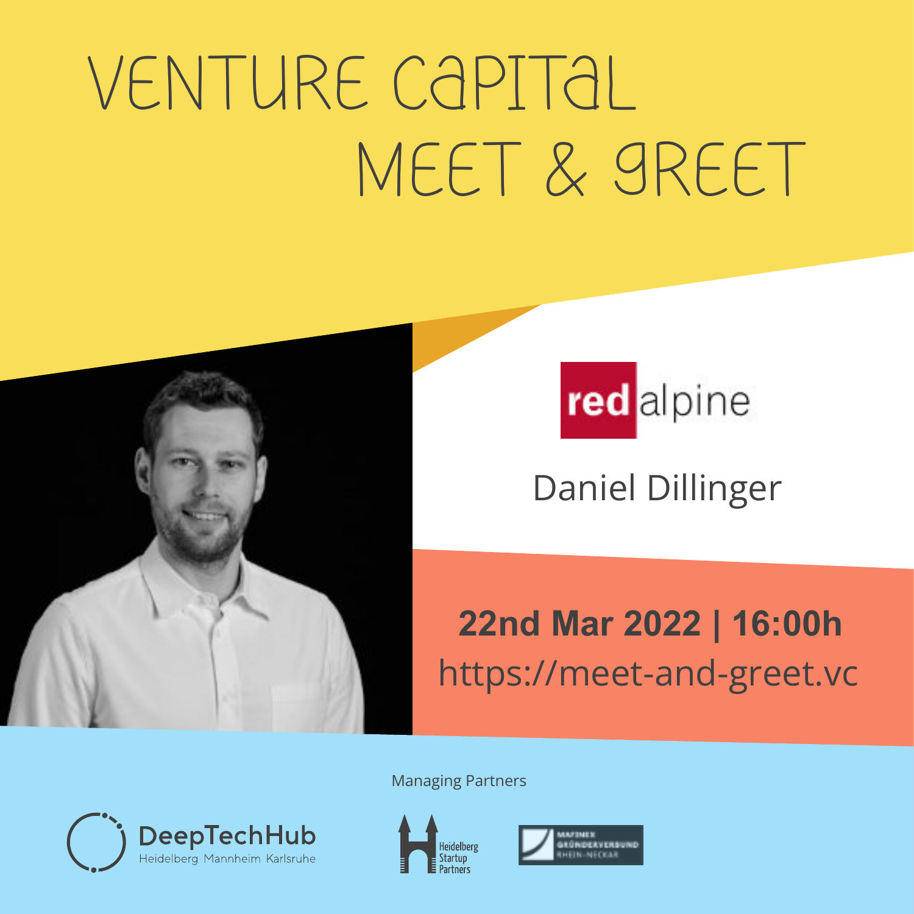# VENTURE CAPITAL MEET & GREET

red alpine

Daniel Dillinger

**22nd Mar 2022 | 16:00h**

https://meet-and-greet.vc

Managing Partners

DeepTechHub
Heidelberg Mannheim Karlsruhe

Heidelberg Startup Partners

MATINEX GRÜNDERVERBUND RHEIN-NECKAR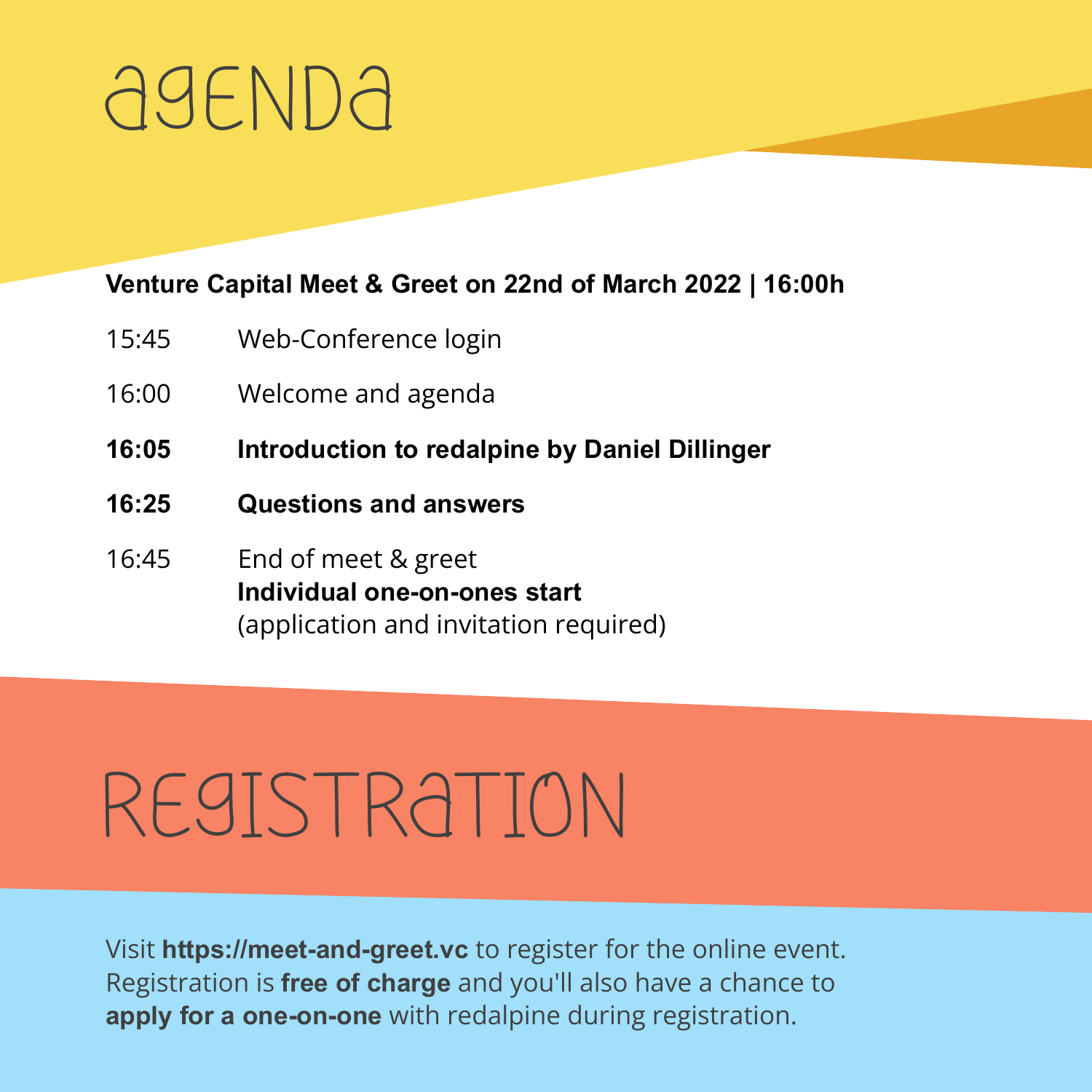# agenda

**Venture Capital Meet & Greet on 22nd of March 2022 | 16:00h**

| | |
|---|---|
| 15:45 | Web-Conference login |
| 16:00 | Welcome and agenda |
| **16:05** | **Introduction to redalpine by Daniel Dillinger** |
| **16:25** | **Questions and answers** |
| 16:45 | End of meet & greet<br>**Individual one-on-ones start**<br>(application and invitation required) |

# Registration

Visit **https://meet-and-greet.vc** to register for the online event. Registration is **free of charge** and you'll also have a chance to **apply for a one-on-one** with redalpine during registration.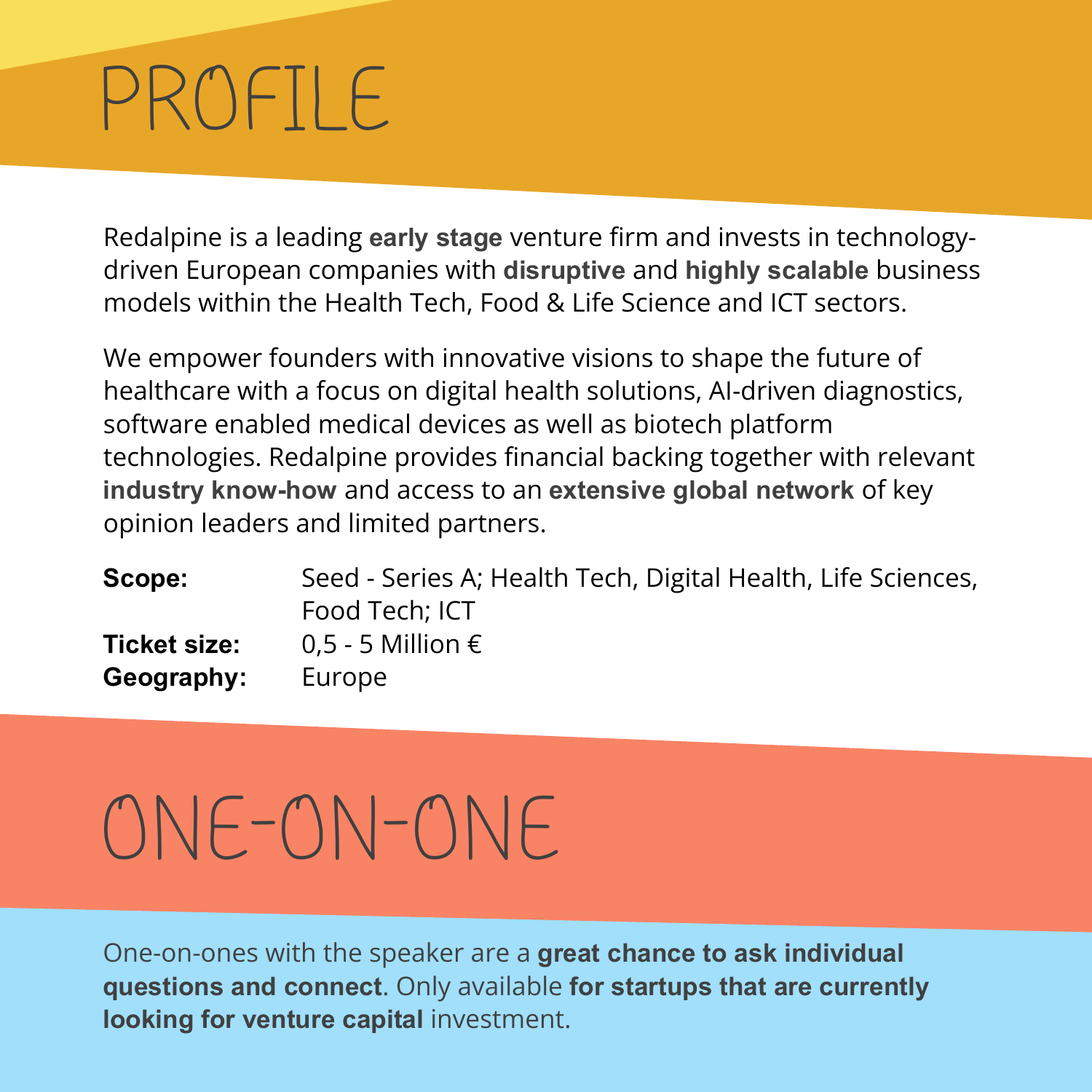# PROFILE

Redalpine is a leading **early stage** venture firm and invests in technology-driven European companies with **disruptive** and **highly scalable** business models within the Health Tech, Food & Life Science and ICT sectors.

We empower founders with innovative visions to shape the future of healthcare with a focus on digital health solutions, AI-driven diagnostics, software enabled medical devices as well as biotech platform technologies. Redalpine provides financial backing together with relevant **industry know-how** and access to an **extensive global network** of key opinion leaders and limited partners.

| | |
|---|---|
| **Scope:** | Seed - Series A; Health Tech, Digital Health, Life Sciences, Food Tech; ICT |
| **Ticket size:** | 0,5 - 5 Million € |
| **Geography:** | Europe |

# ONE-ON-ONE

One-on-ones with the speaker are a **great chance to ask individual questions and connect**. Only available **for startups that are currently looking for venture capital** investment.